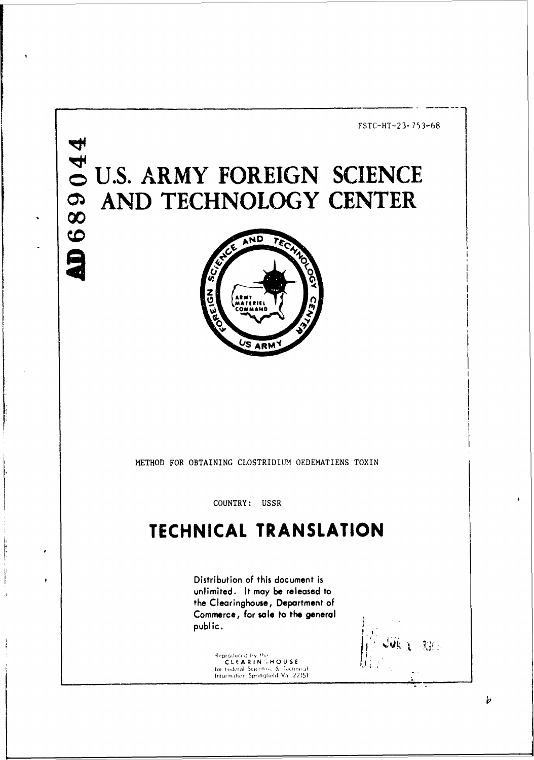FSTC-HT-23-753-68

AD 689044

# U.S. ARMY FOREIGN SCIENCE AND TECHNOLOGY CENTER

METHOD FOR OBTAINING CLOSTRIDIUM OEDEMATIENS TOXIN

COUNTRY: USSR

## TECHNICAL TRANSLATION

Distribution of this document is unlimited. It may be released to the Clearinghouse, Department of Commerce, for sale to the general public.

Reproduced by the
CLEARINGHOUSE
for Federal Scientific & Technical
Information Springfield Va. 22151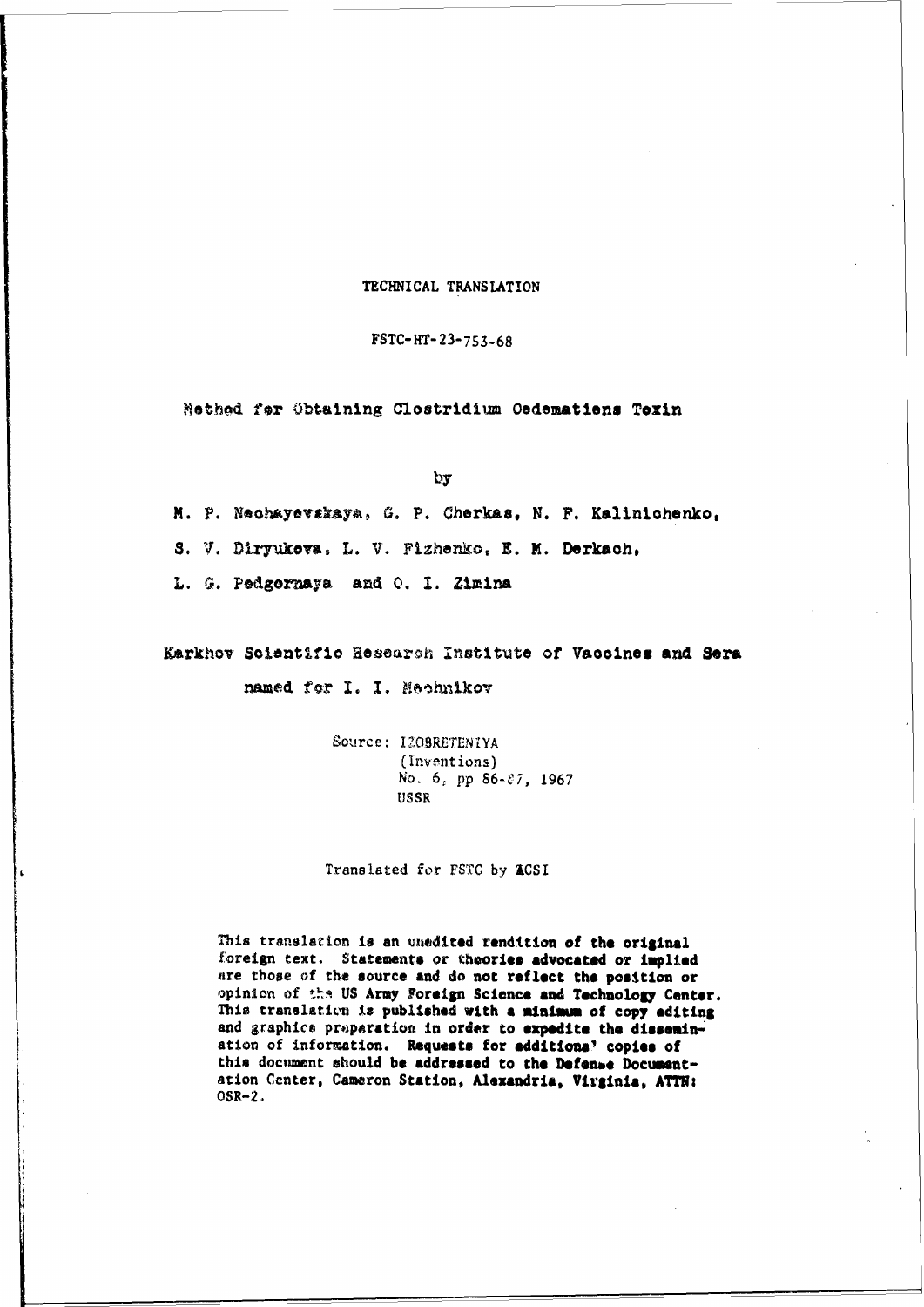TECHNICAL TRANSLATION

FSTC-HT-23-753-68

# Method for Obtaining Clostridium Oedematiens Toxin

by

M. P. Nechayevskaya, G. P. Cherkas, N. F. Kalinichenko,

S. V. Diryukova, L. V. Fizhenko, E. M. Derkach,

L. G. Pedgornaya and O. I. Zimina

Karkhov Scientific Research Institute of Vaccines and Sera

named for I. I. Mechnikov

Source: IZOBRETENIYA
(Inventions)
No. 6, pp 86-87, 1967
USSR

Translated for FSTC by ACSI

This translation is an unedited rendition of the original foreign text. Statements or theories advocated or implied are those of the source and do not reflect the position or opinion of the US Army Foreign Science and Technology Center. This translation is published with a minimum of copy editing and graphics preparation in order to expedite the dissemination of information. Requests for additional copies of this document should be addressed to the Defense Documentation Center, Cameron Station, Alexandria, Virginia, ATTN: OSR-2.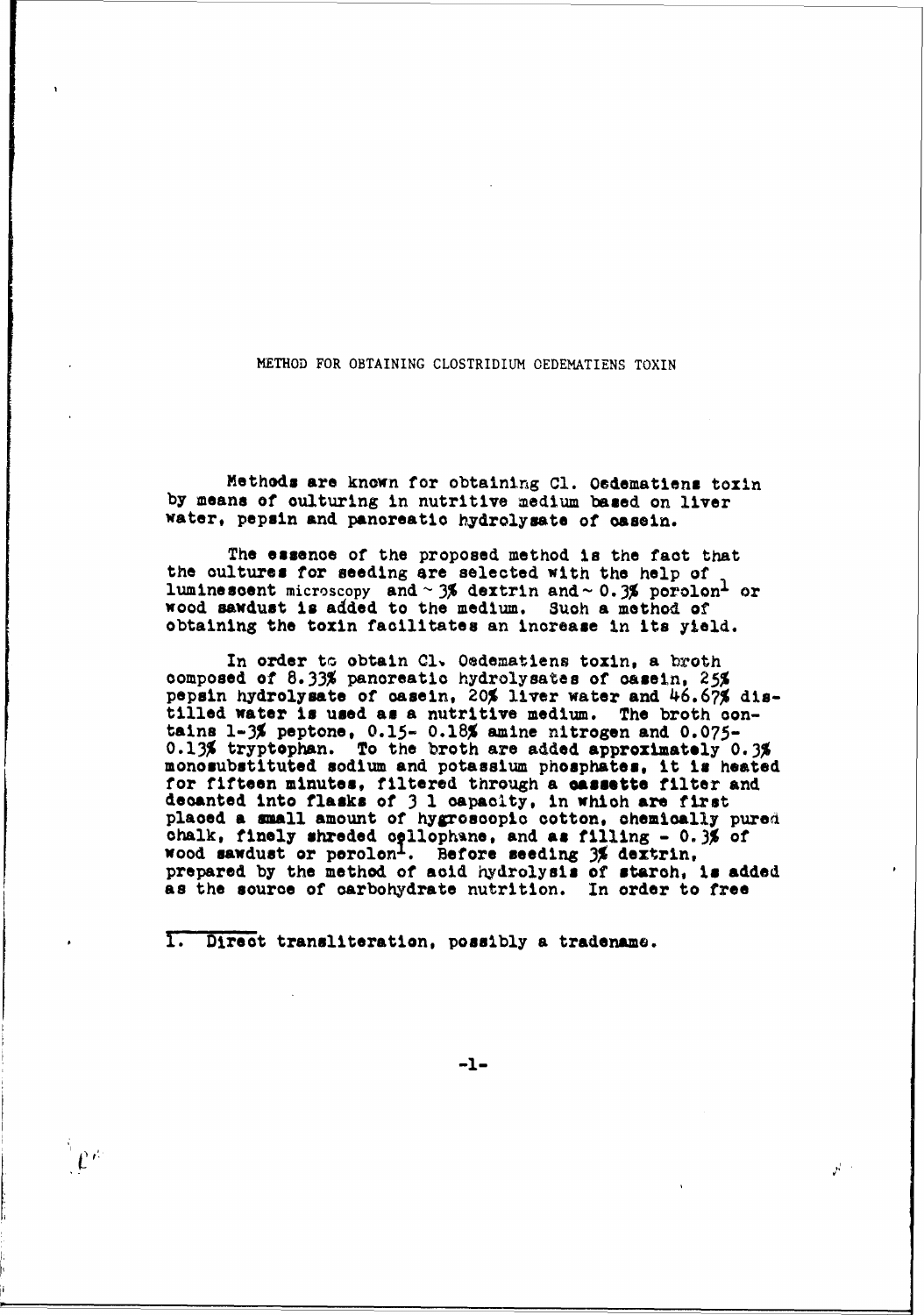# METHOD FOR OBTAINING CLOSTRIDIUM OEDEMATIENS TOXIN

Methods are known for obtaining Cl. Oedematiens toxin by means of culturing in nutritive medium based on liver water, pepsin and pancreatic hydrolysate of casein.

The essence of the proposed method is the fact that the cultures for seeding are selected with the help of luminescent microscopy and ~ 3% dextrin and ~ 0.3% porolon[1] or wood sawdust is added to the medium. Such a method of obtaining the toxin facilitates an increase in its yield.

In order to obtain Cl. Oedematiens toxin, a broth composed of 8.33% pancreatic hydrolysates of casein, 25% pepsin hydrolysate of casein, 20% liver water and 46.67% distilled water is used as a nutritive medium. The broth contains 1-3% peptone, 0.15- 0.18% amine nitrogen and 0.075-0.13% tryptophan. To the broth are added approximately 0.3% monosubstituted sodium and potassium phosphates, it is heated for fifteen minutes, filtered through a cassette filter and decanted into flasks of 3 l capacity, in which are first placed a small amount of hygroscopic cotton, chemically pured chalk, finely shreded cellophane, and as filling - 0.3% of wood sawdust or porolon[1]. Before seeding 3% dextrin, prepared by the method of acid hydrolysis of starch, is added as the source of carbohydrate nutrition. In order to free

1. Direct transliteration, possibly a tradename.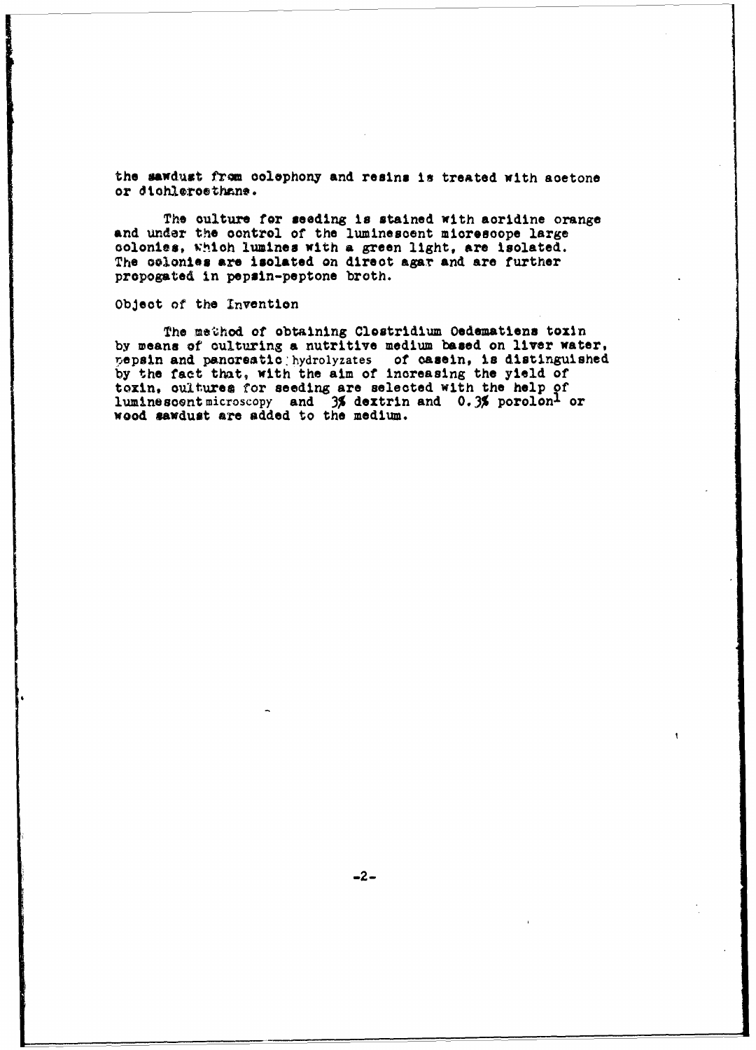the sawdust from colophony and resins is treated with acetone or dichloroethane.

The culture for seeding is stained with acridine orange and under the control of the luminescent microscope large colonies, which lumines with a green light, are isolated. The colonies are isolated on direct agar and are further propogated in pepsin-peptone broth.

Object of the Invention

The method of obtaining Clostridium Oedematiens toxin by means of culturing a nutritive medium based on liver water, pepsin and pancreatic hydrolyzates of casein, is distinguished by the fact that, with the aim of increasing the yield of toxin, cultures for seeding are selected with the help of luminescent microscopy and 3% dextrin and 0.3% porolon[1] or wood sawdust are added to the medium.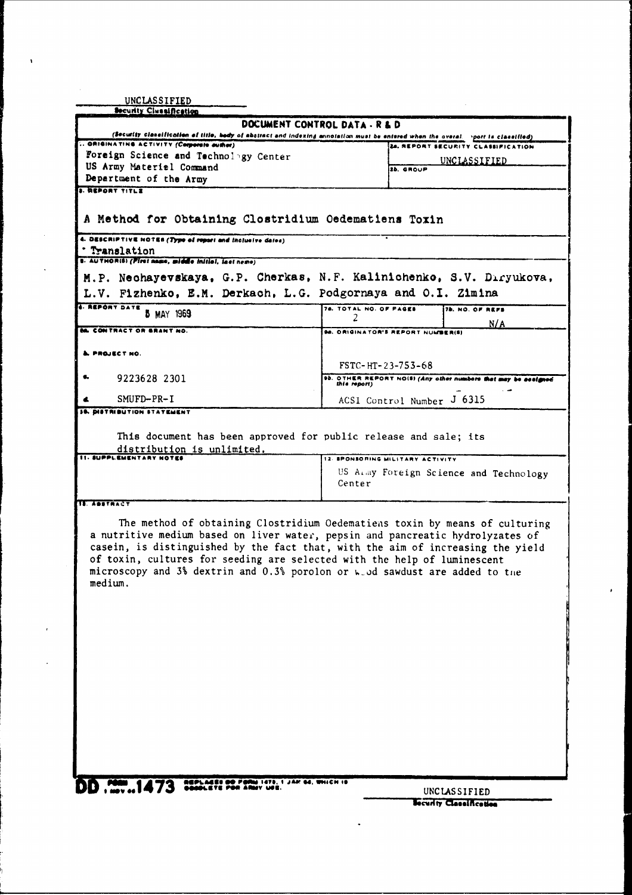UNCLASSIFIED

Security Classification

**DOCUMENT CONTROL DATA - R & D**

*(Security classification of title, body of abstract and indexing annotation must be entered when the overall report is classified)*

| | |
|---|---|
| 1. ORIGINATING ACTIVITY (Corporate author) | 2a. REPORT SECURITY CLASSIFICATION |
| Foreign Science and Technology Center<br>US Army Materiel Command<br>Department of the Army | UNCLASSIFIED |
| | 2b. GROUP |

3. REPORT TITLE

A Method for Obtaining Clostridium Oedematiens Toxin

4. DESCRIPTIVE NOTES (Type of report and inclusive dates)

Translation

5. AUTHOR(S) (First name, middle initial, last name)

M.P. Nechayevskaya, G.P. Cherkas, N.F. Kalinichenko, S.V. Diryukova, L.V. Fizhenko, E.M. Derkach, L.G. Podgornaya and O.I. Zimina

| | | |
|---|---|---|
| 6. REPORT DATE<br>5 MAY 1969 | 7a. TOTAL NO. OF PAGES<br>2 | 7b. NO. OF REFS<br>N/A |
| 8a. CONTRACT OR GRANT NO. | 9a. ORIGINATOR'S REPORT NUMBER(S) | |
| b. PROJECT NO. | FSTC-HT-23-753-68 | |
| c. 9223628 2301 | 9b. OTHER REPORT NO(S) (Any other numbers that may be assigned this report) | |
| d. SMUFD-PR-I | ACSI Control Number J 6315 | |

10. DISTRIBUTION STATEMENT

This document has been approved for public release and sale; its distribution is unlimited.

| | |
|---|---|
| 11. SUPPLEMENTARY NOTES | 12. SPONSORING MILITARY ACTIVITY |
| | US Army Foreign Science and Technology Center |

13. ABSTRACT

The method of obtaining Clostridium Oedematiens toxin by means of culturing a nutritive medium based on liver water, pepsin and pancreatic hydrolyzates of casein, is distinguished by the fact that, with the aim of increasing the yield of toxin, cultures for seeding are selected with the help of luminescent microscopy and 3% dextrin and 0.3% porolon or wood sawdust are added to the medium.

DD FORM 1 NOV 65 1473 REPLACES DD FORM 1473, 1 JAN 64, WHICH IS OBSOLETE FOR ARMY USE.

UNCLASSIFIED

Security Classification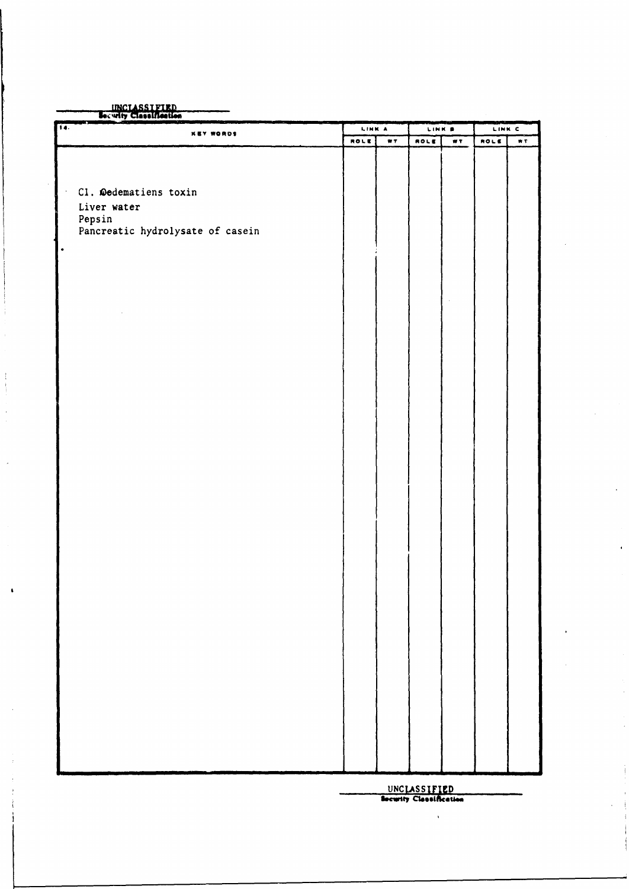UNCLASSIFIED
Security Classification

| 14. KEY WORDS | LINK A | | LINK B | | LINK C | |
|---|---|---|---|---|---|---|
| | ROLE | WT | ROLE | WT | ROLE | WT |
| Cl. Oedematiens toxin | | | | | | |
| Liver water | | | | | | |
| Pepsin | | | | | | |
| Pancreatic hydrolysate of casein | | | | | | |

UNCLASSIFIED
Security Classification